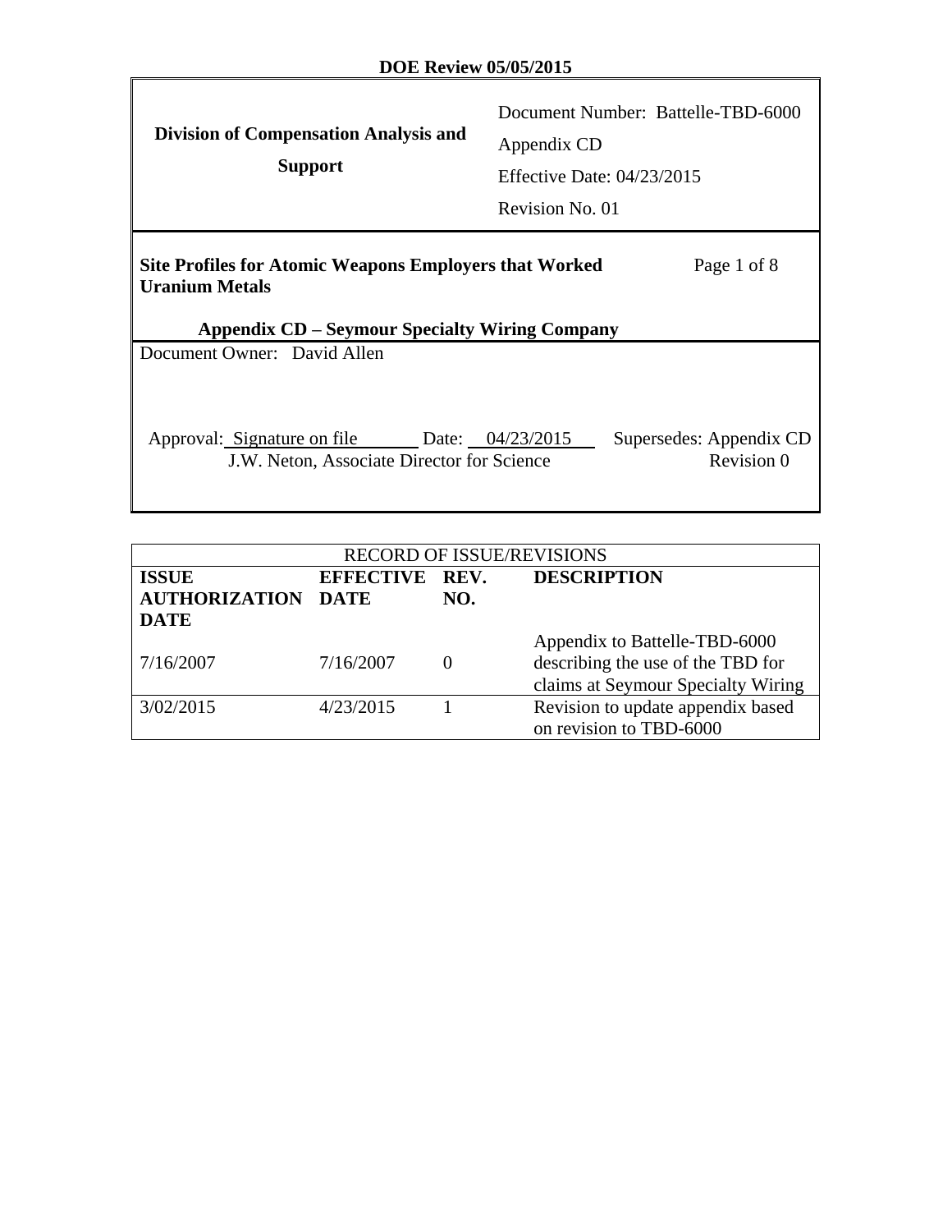**DOE Review 05/05/2015**

| **Division of Compensation Analysis and Support** | Document Number: Battelle-TBD-6000<br>Appendix CD<br>Effective Date: 04/23/2015<br>Revision No. 01 |
|---|---|

**Site Profiles for Atomic Weapons Employers that Worked Uranium Metals**

**Appendix CD – Seymour Specialty Wiring Company**

Document Owner: David Allen

Approval: Signature on file Date: 04/23/2015 Supersedes: Appendix CD Revision 0
J.W. Neton, Associate Director for Science

| RECORD OF ISSUE/REVISIONS | | | |
|---|---|---|---|
| **ISSUE AUTHORIZATION DATE** | **EFFECTIVE DATE** | **REV. NO.** | **DESCRIPTION** |
| 7/16/2007 | 7/16/2007 | 0 | Appendix to Battelle-TBD-6000 describing the use of the TBD for claims at Seymour Specialty Wiring |
| 3/02/2015 | 4/23/2015 | 1 | Revision to update appendix based on revision to TBD-6000 |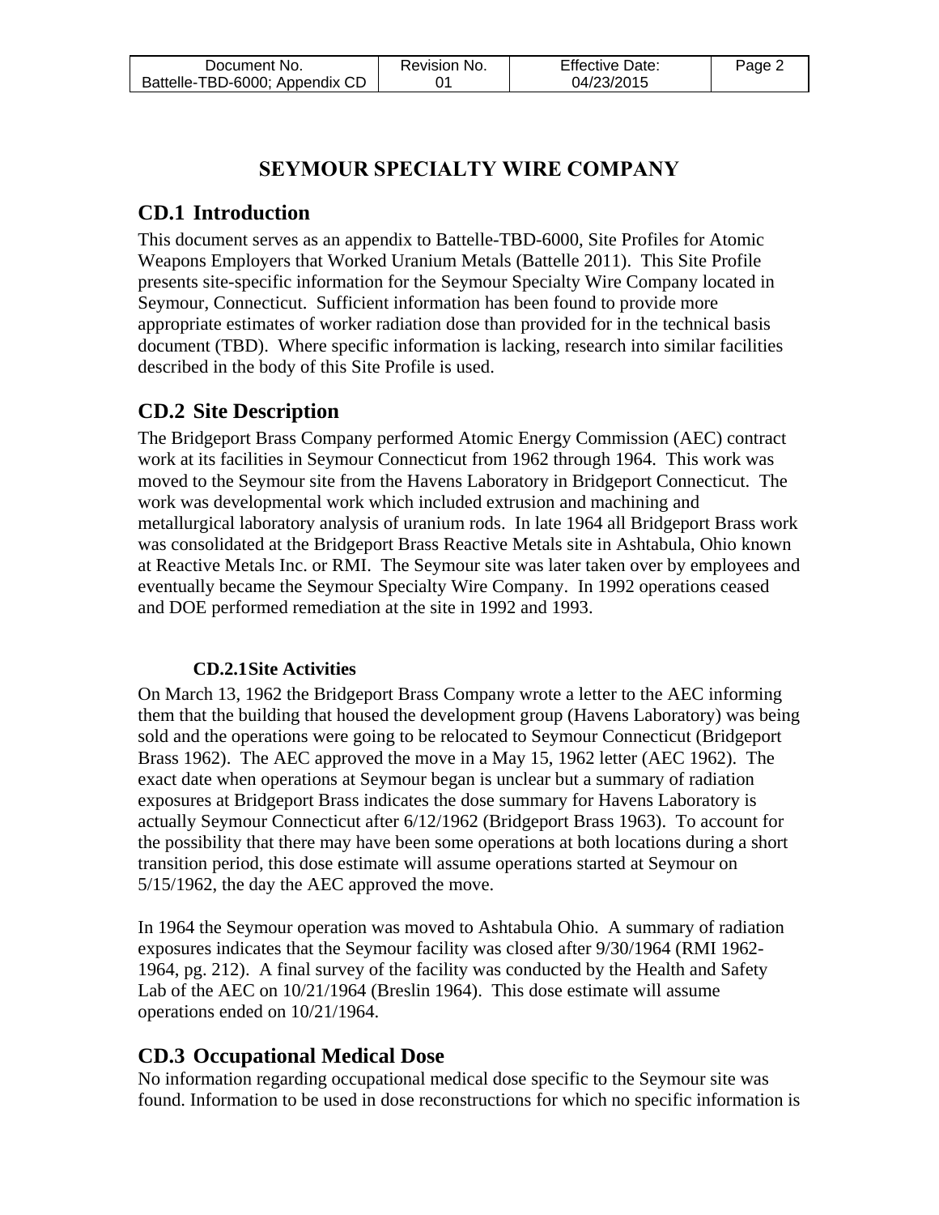# SEYMOUR SPECIALTY WIRE COMPANY

## CD.1 Introduction

This document serves as an appendix to Battelle-TBD-6000, Site Profiles for Atomic Weapons Employers that Worked Uranium Metals (Battelle 2011). This Site Profile presents site-specific information for the Seymour Specialty Wire Company located in Seymour, Connecticut. Sufficient information has been found to provide more appropriate estimates of worker radiation dose than provided for in the technical basis document (TBD). Where specific information is lacking, research into similar facilities described in the body of this Site Profile is used.

## CD.2 Site Description

The Bridgeport Brass Company performed Atomic Energy Commission (AEC) contract work at its facilities in Seymour Connecticut from 1962 through 1964. This work was moved to the Seymour site from the Havens Laboratory in Bridgeport Connecticut. The work was developmental work which included extrusion and machining and metallurgical laboratory analysis of uranium rods. In late 1964 all Bridgeport Brass work was consolidated at the Bridgeport Brass Reactive Metals site in Ashtabula, Ohio known at Reactive Metals Inc. or RMI. The Seymour site was later taken over by employees and eventually became the Seymour Specialty Wire Company. In 1992 operations ceased and DOE performed remediation at the site in 1992 and 1993.

### CD.2.1 Site Activities

On March 13, 1962 the Bridgeport Brass Company wrote a letter to the AEC informing them that the building that housed the development group (Havens Laboratory) was being sold and the operations were going to be relocated to Seymour Connecticut (Bridgeport Brass 1962). The AEC approved the move in a May 15, 1962 letter (AEC 1962). The exact date when operations at Seymour began is unclear but a summary of radiation exposures at Bridgeport Brass indicates the dose summary for Havens Laboratory is actually Seymour Connecticut after 6/12/1962 (Bridgeport Brass 1963). To account for the possibility that there may have been some operations at both locations during a short transition period, this dose estimate will assume operations started at Seymour on 5/15/1962, the day the AEC approved the move.

In 1964 the Seymour operation was moved to Ashtabula Ohio. A summary of radiation exposures indicates that the Seymour facility was closed after 9/30/1964 (RMI 1962-1964, pg. 212). A final survey of the facility was conducted by the Health and Safety Lab of the AEC on 10/21/1964 (Breslin 1964). This dose estimate will assume operations ended on 10/21/1964.

## CD.3 Occupational Medical Dose

No information regarding occupational medical dose specific to the Seymour site was found. Information to be used in dose reconstructions for which no specific information is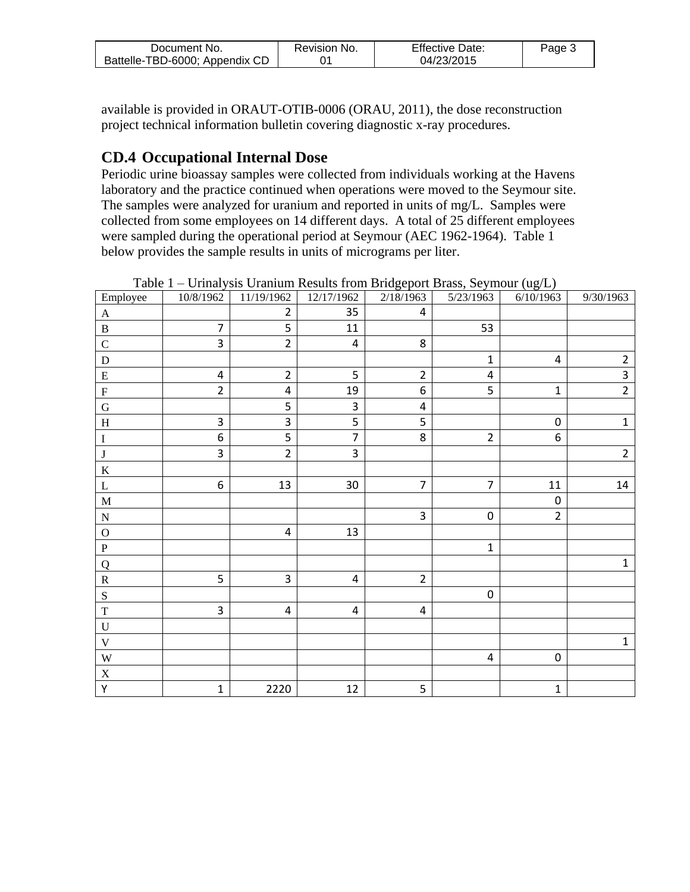available is provided in ORAUT-OTIB-0006 (ORAU, 2011), the dose reconstruction project technical information bulletin covering diagnostic x-ray procedures.

## CD.4 Occupational Internal Dose

Periodic urine bioassay samples were collected from individuals working at the Havens laboratory and the practice continued when operations were moved to the Seymour site. The samples were analyzed for uranium and reported in units of mg/L. Samples were collected from some employees on 14 different days. A total of 25 different employees were sampled during the operational period at Seymour (AEC 1962-1964). Table 1 below provides the sample results in units of micrograms per liter.

Table 1 – Urinalysis Uranium Results from Bridgeport Brass, Seymour (ug/L)

| Employee | 10/8/1962 | 11/19/1962 | 12/17/1962 | 2/18/1963 | 5/23/1963 | 6/10/1963 | 9/30/1963 |
|---|---|---|---|---|---|---|---|
| A | | 2 | 35 | 4 | | | |
| B | 7 | 5 | 11 | | 53 | | |
| C | 3 | 2 | 4 | 8 | | | |
| D | | | | | 1 | 4 | 2 |
| E | 4 | 2 | 5 | 2 | 4 | | 3 |
| F | 2 | 4 | 19 | 6 | 5 | 1 | 2 |
| G | | 5 | 3 | 4 | | | |
| H | 3 | 3 | 5 | 5 | | 0 | 1 |
| I | 6 | 5 | 7 | 8 | 2 | 6 | |
| J | 3 | 2 | 3 | | | | 2 |
| K | | | | | | | |
| L | 6 | 13 | 30 | 7 | 7 | 11 | 14 |
| M | | | | | | 0 | |
| N | | | | 3 | 0 | 2 | |
| O | | 4 | 13 | | | | |
| P | | | | | 1 | | |
| Q | | | | | | | 1 |
| R | 5 | 3 | 4 | 2 | | | |
| S | | | | | 0 | | |
| T | 3 | 4 | 4 | 4 | | | |
| U | | | | | | | |
| V | | | | | | | 1 |
| W | | | | | 4 | 0 | |
| X | | | | | | | |
| Y | 1 | 2220 | 12 | 5 | | 1 | |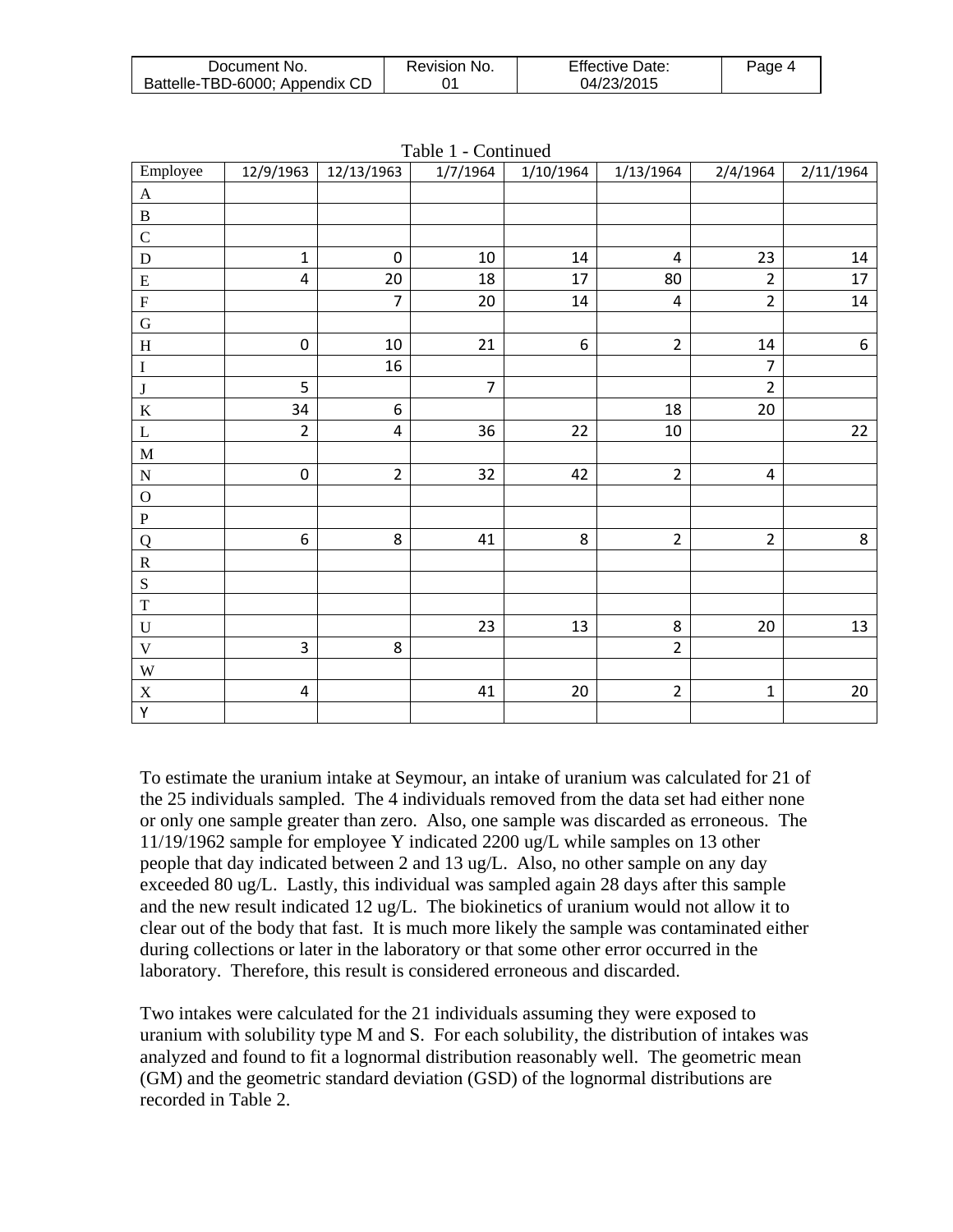Table 1 - Continued

| Employee | 12/9/1963 | 12/13/1963 | 1/7/1964 | 1/10/1964 | 1/13/1964 | 2/4/1964 | 2/11/1964 |
|---|---|---|---|---|---|---|---|
| A | | | | | | | |
| B | | | | | | | |
| C | | | | | | | |
| D | 1 | 0 | 10 | 14 | 4 | 23 | 14 |
| E | 4 | 20 | 18 | 17 | 80 | 2 | 17 |
| F | | 7 | 20 | 14 | 4 | 2 | 14 |
| G | | | | | | | |
| H | 0 | 10 | 21 | 6 | 2 | 14 | 6 |
| I | | 16 | | | | 7 | |
| J | 5 | | 7 | | | 2 | |
| K | 34 | 6 | | | 18 | 20 | |
| L | 2 | 4 | 36 | 22 | 10 | | 22 |
| M | | | | | | | |
| N | 0 | 2 | 32 | 42 | 2 | 4 | |
| O | | | | | | | |
| P | | | | | | | |
| Q | 6 | 8 | 41 | 8 | 2 | 2 | 8 |
| R | | | | | | | |
| S | | | | | | | |
| T | | | | | | | |
| U | | | 23 | 13 | 8 | 20 | 13 |
| V | 3 | 8 | | | 2 | | |
| W | | | | | | | |
| X | 4 | | 41 | 20 | 2 | 1 | 20 |
| Y | | | | | | | |

To estimate the uranium intake at Seymour, an intake of uranium was calculated for 21 of the 25 individuals sampled. The 4 individuals removed from the data set had either none or only one sample greater than zero. Also, one sample was discarded as erroneous. The 11/19/1962 sample for employee Y indicated 2200 ug/L while samples on 13 other people that day indicated between 2 and 13 ug/L. Also, no other sample on any day exceeded 80 ug/L. Lastly, this individual was sampled again 28 days after this sample and the new result indicated 12 ug/L. The biokinetics of uranium would not allow it to clear out of the body that fast. It is much more likely the sample was contaminated either during collections or later in the laboratory or that some other error occurred in the laboratory. Therefore, this result is considered erroneous and discarded.

Two intakes were calculated for the 21 individuals assuming they were exposed to uranium with solubility type M and S. For each solubility, the distribution of intakes was analyzed and found to fit a lognormal distribution reasonably well. The geometric mean (GM) and the geometric standard deviation (GSD) of the lognormal distributions are recorded in Table 2.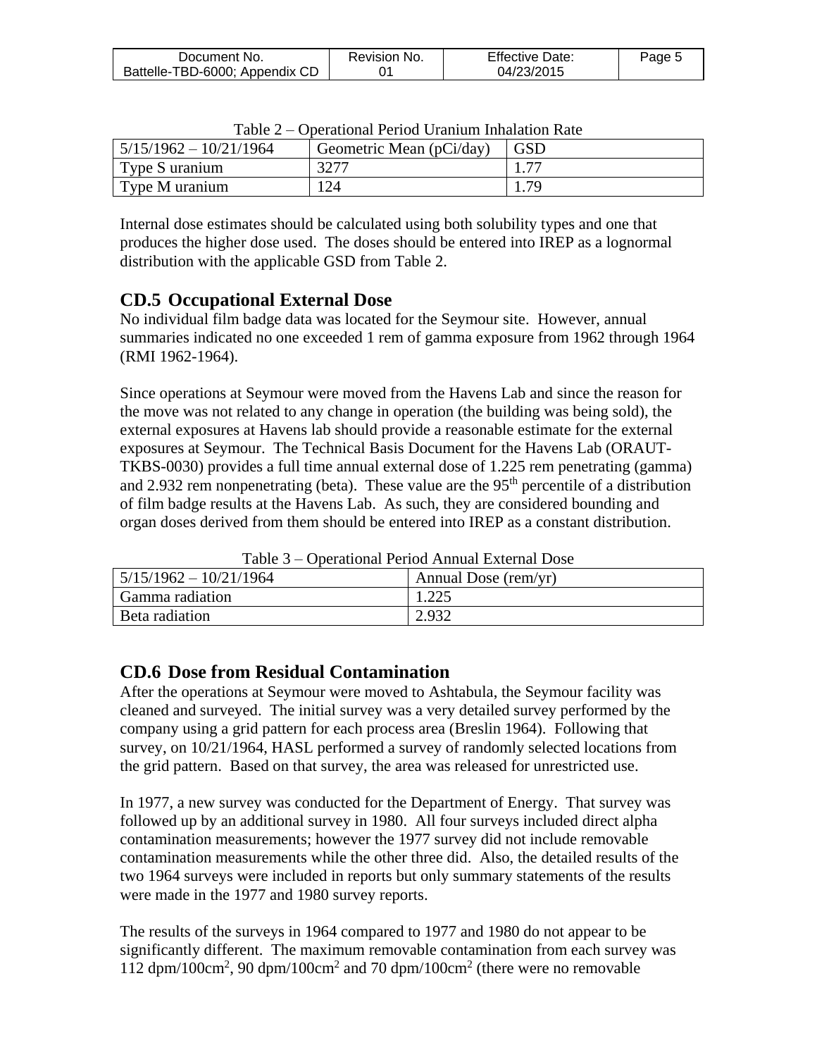Table 2 – Operational Period Uranium Inhalation Rate

| 5/15/1962 – 10/21/1964 | Geometric Mean (pCi/day) | GSD |
|---|---|---|
| Type S uranium | 3277 | 1.77 |
| Type M uranium | 124 | 1.79 |

Internal dose estimates should be calculated using both solubility types and one that produces the higher dose used. The doses should be entered into IREP as a lognormal distribution with the applicable GSD from Table 2.

## CD.5 Occupational External Dose

No individual film badge data was located for the Seymour site. However, annual summaries indicated no one exceeded 1 rem of gamma exposure from 1962 through 1964 (RMI 1962-1964).

Since operations at Seymour were moved from the Havens Lab and since the reason for the move was not related to any change in operation (the building was being sold), the external exposures at Havens lab should provide a reasonable estimate for the external exposures at Seymour. The Technical Basis Document for the Havens Lab (ORAUT-TKBS-0030) provides a full time annual external dose of 1.225 rem penetrating (gamma) and 2.932 rem nonpenetrating (beta). These value are the 95th percentile of a distribution of film badge results at the Havens Lab. As such, they are considered bounding and organ doses derived from them should be entered into IREP as a constant distribution.

Table 3 – Operational Period Annual External Dose

| 5/15/1962 – 10/21/1964 | Annual Dose (rem/yr) |
|---|---|
| Gamma radiation | 1.225 |
| Beta radiation | 2.932 |

## CD.6 Dose from Residual Contamination

After the operations at Seymour were moved to Ashtabula, the Seymour facility was cleaned and surveyed. The initial survey was a very detailed survey performed by the company using a grid pattern for each process area (Breslin 1964). Following that survey, on 10/21/1964, HASL performed a survey of randomly selected locations from the grid pattern. Based on that survey, the area was released for unrestricted use.

In 1977, a new survey was conducted for the Department of Energy. That survey was followed up by an additional survey in 1980. All four surveys included direct alpha contamination measurements; however the 1977 survey did not include removable contamination measurements while the other three did. Also, the detailed results of the two 1964 surveys were included in reports but only summary statements of the results were made in the 1977 and 1980 survey reports.

The results of the surveys in 1964 compared to 1977 and 1980 do not appear to be significantly different. The maximum removable contamination from each survey was 112 dpm/100cm$^2$, 90 dpm/100cm$^2$ and 70 dpm/100cm$^2$ (there were no removable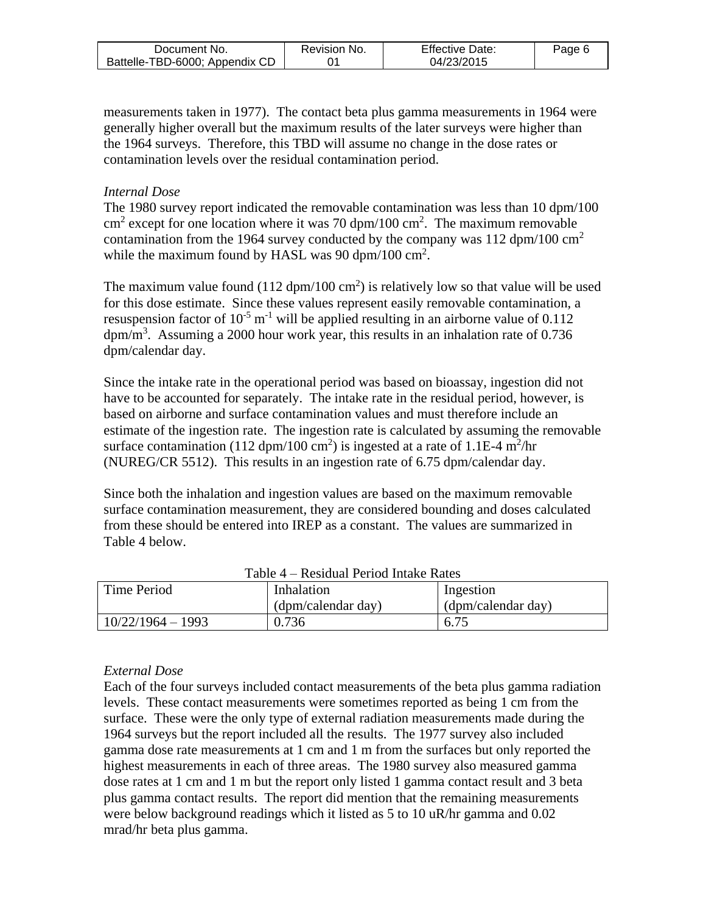measurements taken in 1977). The contact beta plus gamma measurements in 1964 were generally higher overall but the maximum results of the later surveys were higher than the 1964 surveys. Therefore, this TBD will assume no change in the dose rates or contamination levels over the residual contamination period.

*Internal Dose*

The 1980 survey report indicated the removable contamination was less than 10 dpm/100 $cm^2$ except for one location where it was 70 dpm/100 $cm^2$. The maximum removable contamination from the 1964 survey conducted by the company was 112 dpm/100 $cm^2$ while the maximum found by HASL was 90 dpm/100 $cm^2$.

The maximum value found (112 dpm/100 $cm^2$) is relatively low so that value will be used for this dose estimate. Since these values represent easily removable contamination, a resuspension factor of $10^{-5}$ $m^{-1}$ will be applied resulting in an airborne value of 0.112 dpm/$m^3$. Assuming a 2000 hour work year, this results in an inhalation rate of 0.736 dpm/calendar day.

Since the intake rate in the operational period was based on bioassay, ingestion did not have to be accounted for separately. The intake rate in the residual period, however, is based on airborne and surface contamination values and must therefore include an estimate of the ingestion rate. The ingestion rate is calculated by assuming the removable surface contamination (112 dpm/100 $cm^2$) is ingested at a rate of 1.1E-4 $m^2$/hr (NUREG/CR 5512). This results in an ingestion rate of 6.75 dpm/calendar day.

Since both the inhalation and ingestion values are based on the maximum removable surface contamination measurement, they are considered bounding and doses calculated from these should be entered into IREP as a constant. The values are summarized in Table 4 below.

Table 4 – Residual Period Intake Rates

| Time Period | Inhalation (dpm/calendar day) | Ingestion (dpm/calendar day) |
|---|---|---|
| 10/22/1964 – 1993 | 0.736 | 6.75 |

*External Dose*

Each of the four surveys included contact measurements of the beta plus gamma radiation levels. These contact measurements were sometimes reported as being 1 cm from the surface. These were the only type of external radiation measurements made during the 1964 surveys but the report included all the results. The 1977 survey also included gamma dose rate measurements at 1 cm and 1 m from the surfaces but only reported the highest measurements in each of three areas. The 1980 survey also measured gamma dose rates at 1 cm and 1 m but the report only listed 1 gamma contact result and 3 beta plus gamma contact results. The report did mention that the remaining measurements were below background readings which it listed as 5 to 10 uR/hr gamma and 0.02 mrad/hr beta plus gamma.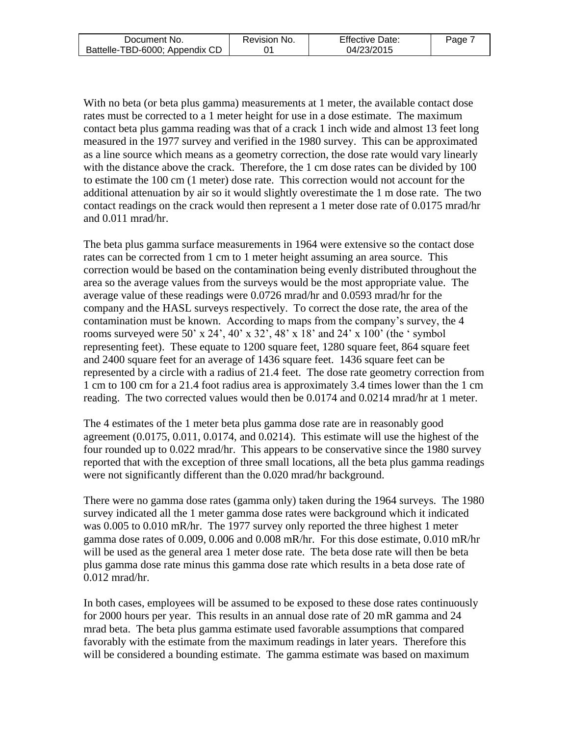With no beta (or beta plus gamma) measurements at 1 meter, the available contact dose rates must be corrected to a 1 meter height for use in a dose estimate. The maximum contact beta plus gamma reading was that of a crack 1 inch wide and almost 13 feet long measured in the 1977 survey and verified in the 1980 survey. This can be approximated as a line source which means as a geometry correction, the dose rate would vary linearly with the distance above the crack. Therefore, the 1 cm dose rates can be divided by 100 to estimate the 100 cm (1 meter) dose rate. This correction would not account for the additional attenuation by air so it would slightly overestimate the 1 m dose rate. The two contact readings on the crack would then represent a 1 meter dose rate of 0.0175 mrad/hr and 0.011 mrad/hr.

The beta plus gamma surface measurements in 1964 were extensive so the contact dose rates can be corrected from 1 cm to 1 meter height assuming an area source. This correction would be based on the contamination being evenly distributed throughout the area so the average values from the surveys would be the most appropriate value. The average value of these readings were 0.0726 mrad/hr and 0.0593 mrad/hr for the company and the HASL surveys respectively. To correct the dose rate, the area of the contamination must be known. According to maps from the company's survey, the 4 rooms surveyed were 50' x 24', 40' x 32', 48' x 18' and 24' x 100' (the ' symbol representing feet). These equate to 1200 square feet, 1280 square feet, 864 square feet and 2400 square feet for an average of 1436 square feet. 1436 square feet can be represented by a circle with a radius of 21.4 feet. The dose rate geometry correction from 1 cm to 100 cm for a 21.4 foot radius area is approximately 3.4 times lower than the 1 cm reading. The two corrected values would then be 0.0174 and 0.0214 mrad/hr at 1 meter.

The 4 estimates of the 1 meter beta plus gamma dose rate are in reasonably good agreement (0.0175, 0.011, 0.0174, and 0.0214). This estimate will use the highest of the four rounded up to 0.022 mrad/hr. This appears to be conservative since the 1980 survey reported that with the exception of three small locations, all the beta plus gamma readings were not significantly different than the 0.020 mrad/hr background.

There were no gamma dose rates (gamma only) taken during the 1964 surveys. The 1980 survey indicated all the 1 meter gamma dose rates were background which it indicated was 0.005 to 0.010 mR/hr. The 1977 survey only reported the three highest 1 meter gamma dose rates of 0.009, 0.006 and 0.008 mR/hr. For this dose estimate, 0.010 mR/hr will be used as the general area 1 meter dose rate. The beta dose rate will then be beta plus gamma dose rate minus this gamma dose rate which results in a beta dose rate of 0.012 mrad/hr.

In both cases, employees will be assumed to be exposed to these dose rates continuously for 2000 hours per year. This results in an annual dose rate of 20 mR gamma and 24 mrad beta. The beta plus gamma estimate used favorable assumptions that compared favorably with the estimate from the maximum readings in later years. Therefore this will be considered a bounding estimate. The gamma estimate was based on maximum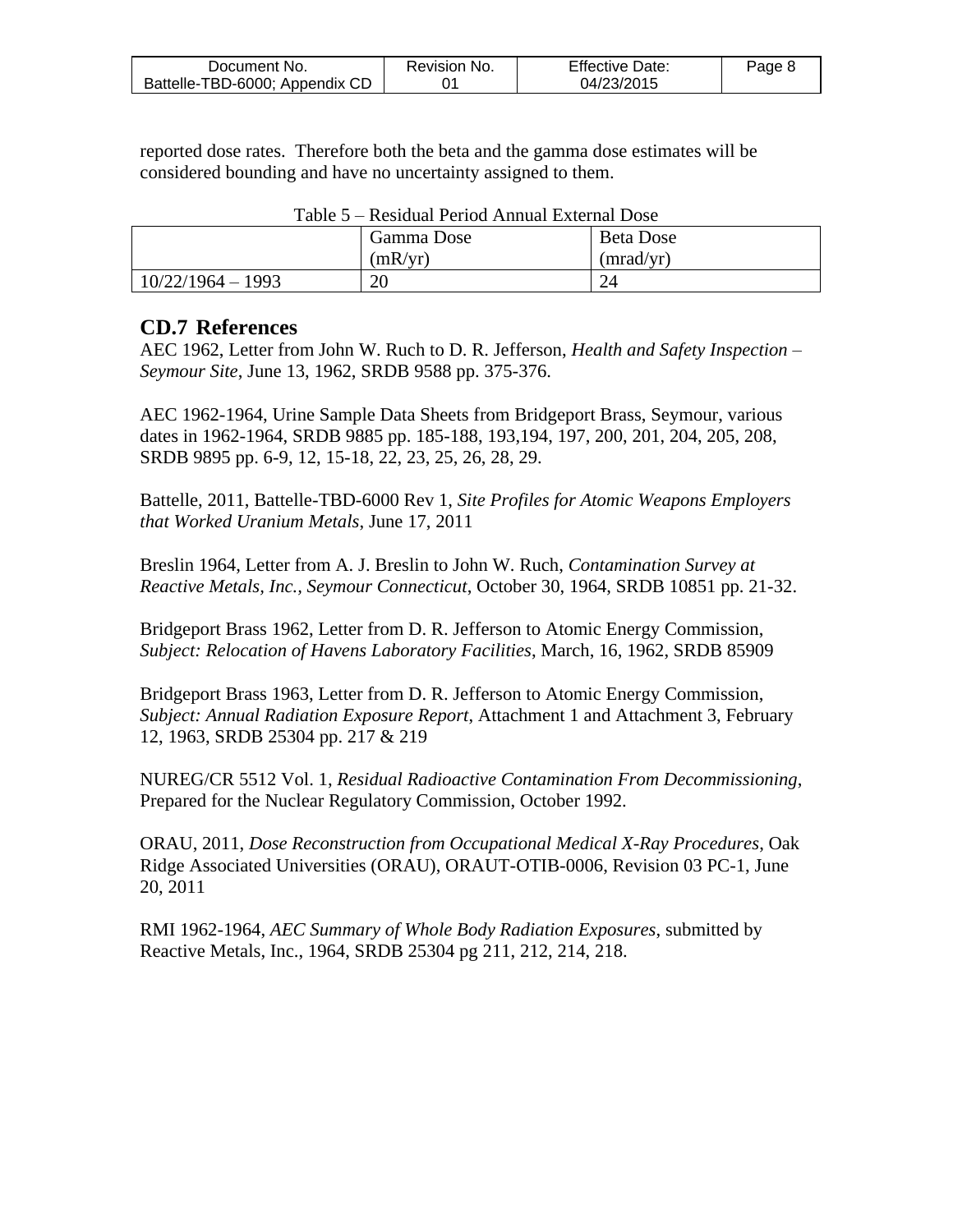reported dose rates. Therefore both the beta and the gamma dose estimates will be considered bounding and have no uncertainty assigned to them.

Table 5 – Residual Period Annual External Dose

| | Gamma Dose (mR/yr) | Beta Dose (mrad/yr) |
|---|---|---|
| 10/22/1964 – 1993 | 20 | 24 |

## CD.7 References

AEC 1962, Letter from John W. Ruch to D. R. Jefferson, *Health and Safety Inspection – Seymour Site*, June 13, 1962, SRDB 9588 pp. 375-376.

AEC 1962-1964, Urine Sample Data Sheets from Bridgeport Brass, Seymour, various dates in 1962-1964, SRDB 9885 pp. 185-188, 193,194, 197, 200, 201, 204, 205, 208, SRDB 9895 pp. 6-9, 12, 15-18, 22, 23, 25, 26, 28, 29.

Battelle, 2011, Battelle-TBD-6000 Rev 1, *Site Profiles for Atomic Weapons Employers that Worked Uranium Metals*, June 17, 2011

Breslin 1964, Letter from A. J. Breslin to John W. Ruch, *Contamination Survey at Reactive Metals, Inc., Seymour Connecticut*, October 30, 1964, SRDB 10851 pp. 21-32.

Bridgeport Brass 1962, Letter from D. R. Jefferson to Atomic Energy Commission, *Subject: Relocation of Havens Laboratory Facilities*, March, 16, 1962, SRDB 85909

Bridgeport Brass 1963, Letter from D. R. Jefferson to Atomic Energy Commission, *Subject: Annual Radiation Exposure Report*, Attachment 1 and Attachment 3, February 12, 1963, SRDB 25304 pp. 217 & 219

NUREG/CR 5512 Vol. 1, *Residual Radioactive Contamination From Decommissioning*, Prepared for the Nuclear Regulatory Commission, October 1992.

ORAU, 2011, *Dose Reconstruction from Occupational Medical X-Ray Procedures*, Oak Ridge Associated Universities (ORAU), ORAUT-OTIB-0006, Revision 03 PC-1, June 20, 2011

RMI 1962-1964, *AEC Summary of Whole Body Radiation Exposures*, submitted by Reactive Metals, Inc., 1964, SRDB 25304 pg 211, 212, 214, 218.